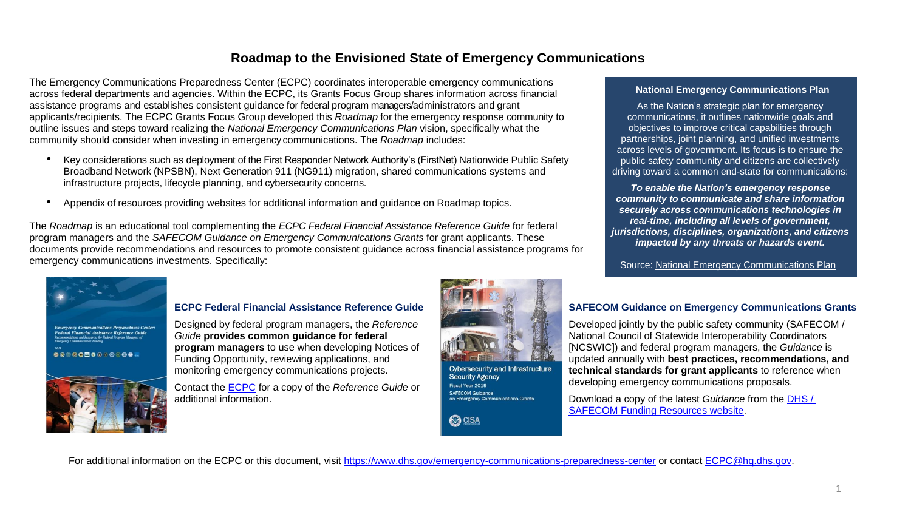# Roadmap to the Envisioned State of Emergency Communications

The Emergency Communications Preparedness Center (ECPC) coordinates interoperable emergency communications across federal departments and agencies. Within the ECPC, its Grants Focus Group shares information across financial assistance programs and establishes consistent guidance for federal program managers/administrators and grant applicants/recipients. The ECPC Grants Focus Group developed this *Roadmap* for the emergency response community to outline issues and steps toward realizing the *National Emergency Communications Plan* vision, specifically what the community should consider when investing in emergency communications. The *Roadmap* includes:

- Key considerations such as deployment of the First Responder Network Authority's (FirstNet) Nationwide Public Safety Broadband Network (NPSBN), Next Generation 911 (NG911) migration, shared communications systems and infrastructure projects, lifecycle planning, and cybersecurity concerns.
- Appendix of resources providing websites for additional information and guidance on Roadmap topics.

The *Roadmap* is an educational tool complementing the *ECPC Federal Financial Assistance Reference Guide* for federal program managers and the *SAFECOM Guidance on Emergency Communications Grants* for grant applicants. These documents provide recommendations and resources to promote consistent guidance across financial assistance programs for emergency communications investments. Specifically:

### National Emergency Communications Plan

As the Nation's strategic plan for emergency communications, it outlines nationwide goals and objectives to improve critical capabilities through partnerships, joint planning, and unified investments across levels of government. Its focus is to ensure the public safety community and citizens are collectively driving toward a common end-state for communications:

***To enable the Nation's emergency response community to communicate and share information securely across communications technologies in real-time, including all levels of government, jurisdictions, disciplines, organizations, and citizens impacted by any threats or hazards event.***

Source: [National Emergency Communications Plan]()

### ECPC Federal Financial Assistance Reference Guide

Designed by federal program managers, the *Reference Guide* **provides common guidance for federal program managers** to use when developing Notices of Funding Opportunity, reviewing applications, and monitoring emergency communications projects.

Contact the [ECPC]() for a copy of the *Reference Guide* or additional information.

### SAFECOM Guidance on Emergency Communications Grants

Developed jointly by the public safety community (SAFECOM / National Council of Statewide Interoperability Coordinators [NCSWIC]) and federal program managers, the *Guidance* is updated annually with **best practices, recommendations, and technical standards for grant applicants** to reference when developing emergency communications proposals.

Download a copy of the latest *Guidance* from the [DHS / SAFECOM Funding Resources website]().

For additional information on the ECPC or this document, visit https://www.dhs.gov/emergency-communications-preparedness-center or contact ECPC@hq.dhs.gov.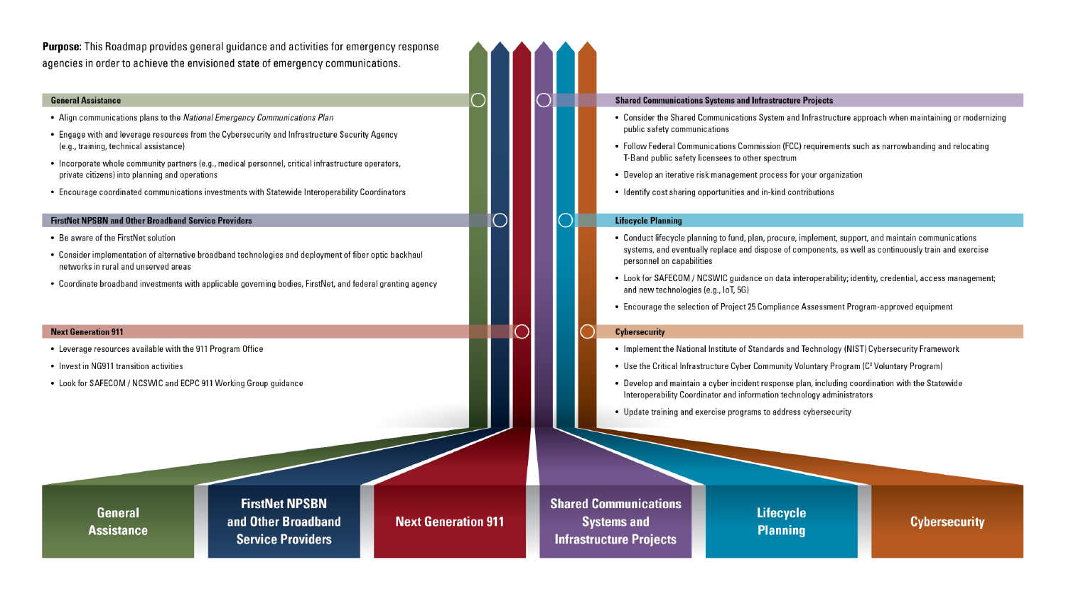**Purpose:** This Roadmap provides general guidance and activities for emergency response agencies in order to achieve the envisioned state of emergency communications.

## General Assistance

- Align communications plans to the *National Emergency Communications Plan*
- Engage with and leverage resources from the Cybersecurity and Infrastructure Security Agency (e.g., training, technical assistance)
- Incorporate whole community partners (e.g., medical personnel, critical infrastructure operators, private citizens) into planning and operations
- Encourage coordinated communications investments with Statewide Interoperability Coordinators

## FirstNet NPSBN and Other Broadband Service Providers

- Be aware of the FirstNet solution
- Consider implementation of alternative broadband technologies and deployment of fiber optic backhaul networks in rural and unserved areas
- Coordinate broadband investments with applicable governing bodies, FirstNet, and federal granting agency

## Next Generation 911

- Leverage resources available with the 911 Program Office
- Invest in NG911 transition activities
- Look for SAFECOM / NCSWIC and ECPC 911 Working Group guidance

## Shared Communications Systems and Infrastructure Projects

- Consider the Shared Communications System and Infrastructure approach when maintaining or modernizing public safety communications
- Follow Federal Communications Commission (FCC) requirements such as narrowbanding and relocating T-Band public safety licensees to other spectrum
- Develop an iterative risk management process for your organization
- Identify cost sharing opportunities and in-kind contributions

## Lifecycle Planning

- Conduct lifecycle planning to fund, plan, procure, implement, support, and maintain communications systems, and eventually replace and dispose of components, as well as continuously train and exercise personnel on capabilities
- Look for SAFECOM / NCSWIC guidance on data interoperability; identity, credential, access management; and new technologies (e.g., IoT, 5G)
- Encourage the selection of Project 25 Compliance Assessment Program-approved equipment

## Cybersecurity

- Implement the National Institute of Standards and Technology (NIST) Cybersecurity Framework
- Use the Critical Infrastructure Cyber Community Voluntary Program ($C^3$ Voluntary Program)
- Develop and maintain a cyber incident response plan, including coordination with the Statewide Interoperability Coordinator and information technology administrators
- Update training and exercise programs to address cybersecurity

General Assistance | FirstNet NPSBN and Other Broadband Service Providers | Next Generation 911 | Shared Communications Systems and Infrastructure Projects | Lifecycle Planning | Cybersecurity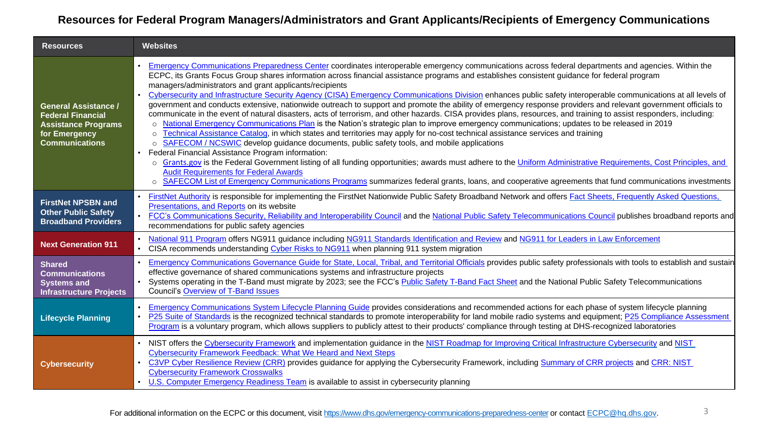# Resources for Federal Program Managers/Administrators and Grant Applicants/Recipients of Emergency Communications

| Resources | Websites |
| --- | --- |
| **General Assistance / Federal Financial Assistance Programs for Emergency Communications** | • Emergency Communications Preparedness Center coordinates interoperable emergency communications across federal departments and agencies. Within the ECPC, its Grants Focus Group shares information across financial assistance programs and establishes consistent guidance for federal program managers/administrators and grant applicants/recipients<br>• Cybersecurity and Infrastructure Security Agency (CISA) Emergency Communications Division enhances public safety interoperable communications at all levels of government and conducts extensive, nationwide outreach to support and promote the ability of emergency response providers and relevant government officials to communicate in the event of natural disasters, acts of terrorism, and other hazards. CISA provides plans, resources, and training to assist responders, including:<br>  ○ National Emergency Communications Plan is the Nation's strategic plan to improve emergency communications; updates to be released in 2019<br>  ○ Technical Assistance Catalog, in which states and territories may apply for no-cost technical assistance services and training<br>  ○ SAFECOM / NCSWIC develop guidance documents, public safety tools, and mobile applications<br>• Federal Financial Assistance Program information:<br>  ○ Grants.gov is the Federal Government listing of all funding opportunities; awards must adhere to the Uniform Administrative Requirements, Cost Principles, and Audit Requirements for Federal Awards<br>  ○ SAFECOM List of Emergency Communications Programs summarizes federal grants, loans, and cooperative agreements that fund communications investments |
| **FirstNet NPSBN and Other Public Safety Broadband Providers** | • FirstNet Authority is responsible for implementing the FirstNet Nationwide Public Safety Broadband Network and offers Fact Sheets, Frequently Asked Questions, Presentations, and Reports on its website<br>• FCC's Communications Security, Reliability and Interoperability Council and the National Public Safety Telecommunications Council publishes broadband reports and recommendations for public safety agencies |
| **Next Generation 911** | • National 911 Program offers NG911 guidance including NG911 Standards Identification and Review and NG911 for Leaders in Law Enforcement<br>• CISA recommends understanding Cyber Risks to NG911 when planning 911 system migration |
| **Shared Communications Systems and Infrastructure Projects** | • Emergency Communications Governance Guide for State, Local, Tribal, and Territorial Officials provides public safety professionals with tools to establish and sustain effective governance of shared communications systems and infrastructure projects<br>• Systems operating in the T-Band must migrate by 2023; see the FCC's Public Safety T-Band Fact Sheet and the National Public Safety Telecommunications Council's Overview of T-Band Issues |
| **Lifecycle Planning** | • Emergency Communications System Lifecycle Planning Guide provides considerations and recommended actions for each phase of system lifecycle planning<br>• P25 Suite of Standards is the recognized technical standards to promote interoperability for land mobile radio systems and equipment; P25 Compliance Assessment Program is a voluntary program, which allows suppliers to publicly attest to their products' compliance through testing at DHS-recognized laboratories |
| **Cybersecurity** | • NIST offers the Cybersecurity Framework and implementation guidance in the NIST Roadmap for Improving Critical Infrastructure Cybersecurity and NIST Cybersecurity Framework Feedback: What We Heard and Next Steps<br>• C3VP Cyber Resilience Review (CRR) provides guidance for applying the Cybersecurity Framework, including Summary of CRR projects and CRR: NIST Cybersecurity Framework Crosswalks<br>• U.S. Computer Emergency Readiness Team is available to assist in cybersecurity planning |

For additional information on the ECPC or this document, visit https://www.dhs.gov/emergency-communications-preparedness-center or contact ECPC@hq.dhs.gov.